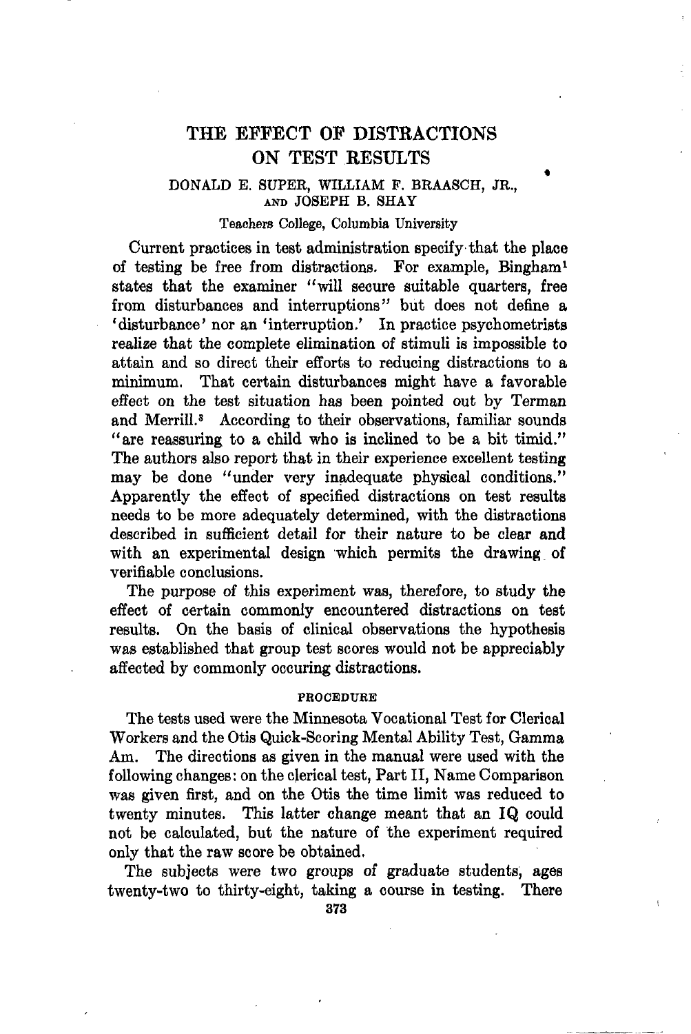# THE EFFECT OF DISTRACTIONS ON TEST RESULTS

DONALD E. SUPER, WILLIAM F. BRAASCH, JR., AND JOSEPH B. SHAY

Teachers College, Columbia University

Current practices in test administration specify that the place of testing be free from distractions. For example, Bingham[1] states that the examiner "will secure suitable quarters, free from disturbances and interruptions" but does not define a 'disturbance' nor an 'interruption.' In practice psychometrists realize that the complete elimination of stimuli is impossible to attain and so direct their efforts to reducing distractions to a minimum. That certain disturbances might have a favorable effect on the test situation has been pointed out by Terman and Merrill.[3] According to their observations, familiar sounds "are reassuring to a child who is inclined to be a bit timid." The authors also report that in their experience excellent testing may be done "under very inadequate physical conditions." Apparently the effect of specified distractions on test results needs to be more adequately determined, with the distractions described in sufficient detail for their nature to be clear and with an experimental design which permits the drawing of verifiable conclusions.

The purpose of this experiment was, therefore, to study the effect of certain commonly encountered distractions on test results. On the basis of clinical observations the hypothesis was established that group test scores would not be appreciably affected by commonly occuring distractions.

## PROCEDURE

The tests used were the Minnesota Vocational Test for Clerical Workers and the Otis Quick-Scoring Mental Ability Test, Gamma Am. The directions as given in the manual were used with the following changes: on the clerical test, Part II, Name Comparison was given first, and on the Otis the time limit was reduced to twenty minutes. This latter change meant that an IQ could not be calculated, but the nature of the experiment required only that the raw score be obtained.

The subjects were two groups of graduate students, ages twenty-two to thirty-eight, taking a course in testing. There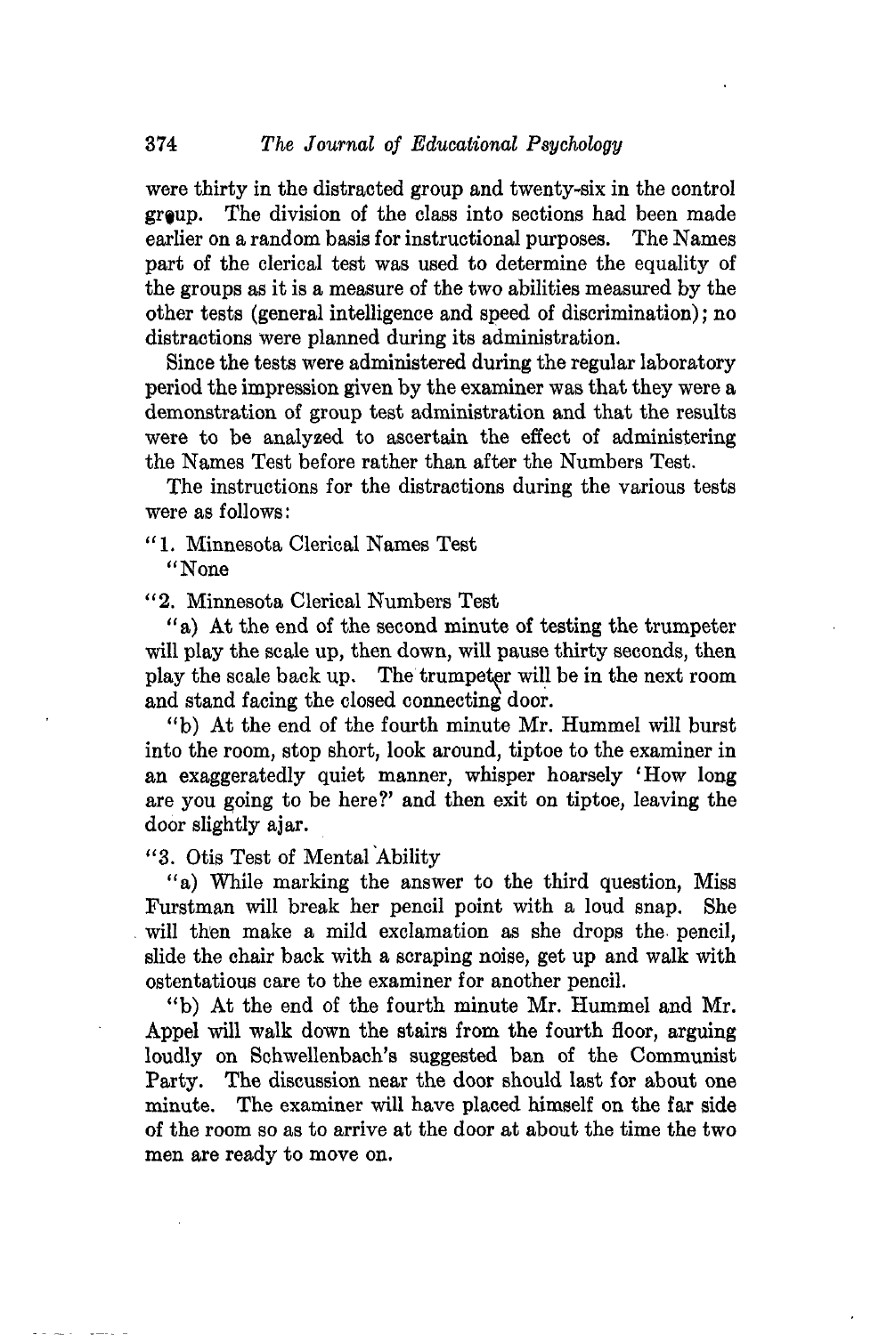were thirty in the distracted group and twenty-six in the control group. The division of the class into sections had been made earlier on a random basis for instructional purposes. The Names part of the clerical test was used to determine the equality of the groups as it is a measure of the two abilities measured by the other tests (general intelligence and speed of discrimination); no distractions were planned during its administration.

Since the tests were administered during the regular laboratory period the impression given by the examiner was that they were a demonstration of group test administration and that the results were to be analyzed to ascertain the effect of administering the Names Test before rather than after the Numbers Test.

The instructions for the distractions during the various tests were as follows:

"1. Minnesota Clerical Names Test

"None

"2. Minnesota Clerical Numbers Test

"a) At the end of the second minute of testing the trumpeter will play the scale up, then down, will pause thirty seconds, then play the scale back up. The trumpeter will be in the next room and stand facing the closed connecting door.

"b) At the end of the fourth minute Mr. Hummel will burst into the room, stop short, look around, tiptoe to the examiner in an exaggeratedly quiet manner, whisper hoarsely 'How long are you going to be here?' and then exit on tiptoe, leaving the door slightly ajar.

"3. Otis Test of Mental Ability

"a) While marking the answer to the third question, Miss Furstman will break her pencil point with a loud snap. She will then make a mild exclamation as she drops the pencil, slide the chair back with a scraping noise, get up and walk with ostentatious care to the examiner for another pencil.

"b) At the end of the fourth minute Mr. Hummel and Mr. Appel will walk down the stairs from the fourth floor, arguing loudly on Schwellenbach's suggested ban of the Communist Party. The discussion near the door should last for about one minute. The examiner will have placed himself on the far side of the room so as to arrive at the door at about the time the two men are ready to move on.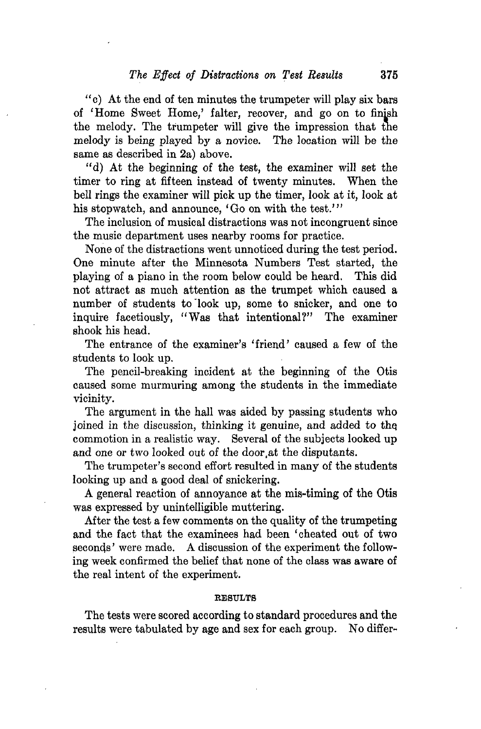"c) At the end of ten minutes the trumpeter will play six bars of 'Home Sweet Home,' falter, recover, and go on to finish the melody. The trumpeter will give the impression that the melody is being played by a novice. The location will be the same as described in 2a) above.

"d) At the beginning of the test, the examiner will set the timer to ring at fifteen instead of twenty minutes. When the bell rings the examiner will pick up the timer, look at it, look at his stopwatch, and announce, 'Go on with the test.'"

The inclusion of musical distractions was not incongruent since the music department uses nearby rooms for practice.

None of the distractions went unnoticed during the test period. One minute after the Minnesota Numbers Test started, the playing of a piano in the room below could be heard. This did not attract as much attention as the trumpet which caused a number of students to look up, some to snicker, and one to inquire facetiously, "Was that intentional?" The examiner shook his head.

The entrance of the examiner's 'friend' caused a few of the students to look up.

The pencil-breaking incident at the beginning of the Otis caused some murmuring among the students in the immediate vicinity.

The argument in the hall was aided by passing students who joined in the discussion, thinking it genuine, and added to the commotion in a realistic way. Several of the subjects looked up and one or two looked out of the door, at the disputants.

The trumpeter's second effort resulted in many of the students looking up and a good deal of snickering.

A general reaction of annoyance at the mis-timing of the Otis was expressed by unintelligible muttering.

After the test a few comments on the quality of the trumpeting and the fact that the examinees had been 'cheated out of two seconds' were made. A discussion of the experiment the following week confirmed the belief that none of the class was aware of the real intent of the experiment.

## RESULTS

The tests were scored according to standard procedures and the results were tabulated by age and sex for each group. No differ-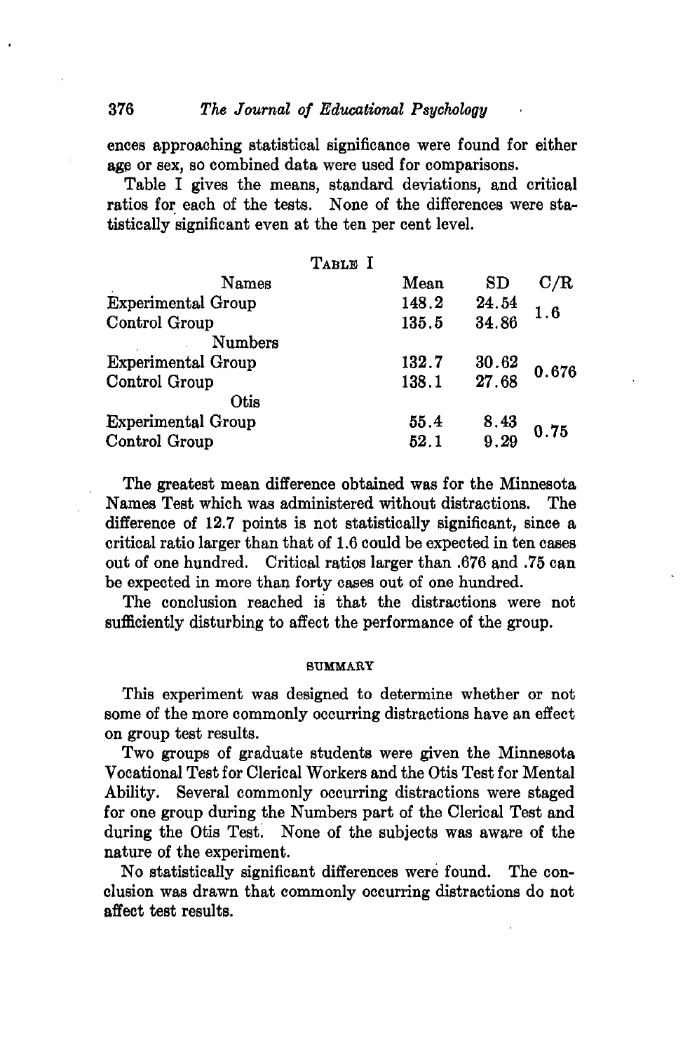ences approaching statistical significance were found for either age or sex, so combined data were used for comparisons.

Table I gives the means, standard deviations, and critical ratios for each of the tests. None of the differences were statistically significant even at the ten per cent level.

TABLE I

| | Mean | SD | C/R |
|---|---|---|---|
| Names | | | |
| Experimental Group | 148.2 | 24.54 | 1.6 |
| Control Group | 135.5 | 34.86 | |
| Numbers | | | |
| Experimental Group | 132.7 | 30.62 | 0.676 |
| Control Group | 138.1 | 27.68 | |
| Otis | | | |
| Experimental Group | 55.4 | 8.43 | 0.75 |
| Control Group | 52.1 | 9.29 | |

The greatest mean difference obtained was for the Minnesota Names Test which was administered without distractions. The difference of 12.7 points is not statistically significant, since a critical ratio larger than that of 1.6 could be expected in ten cases out of one hundred. Critical ratios larger than .676 and .75 can be expected in more than forty cases out of one hundred.

The conclusion reached is that the distractions were not sufficiently disturbing to affect the performance of the group.

## SUMMARY

This experiment was designed to determine whether or not some of the more commonly occurring distractions have an effect on group test results.

Two groups of graduate students were given the Minnesota Vocational Test for Clerical Workers and the Otis Test for Mental Ability. Several commonly occurring distractions were staged for one group during the Numbers part of the Clerical Test and during the Otis Test. None of the subjects was aware of the nature of the experiment.

No statistically significant differences were found. The conclusion was drawn that commonly occurring distractions do not affect test results.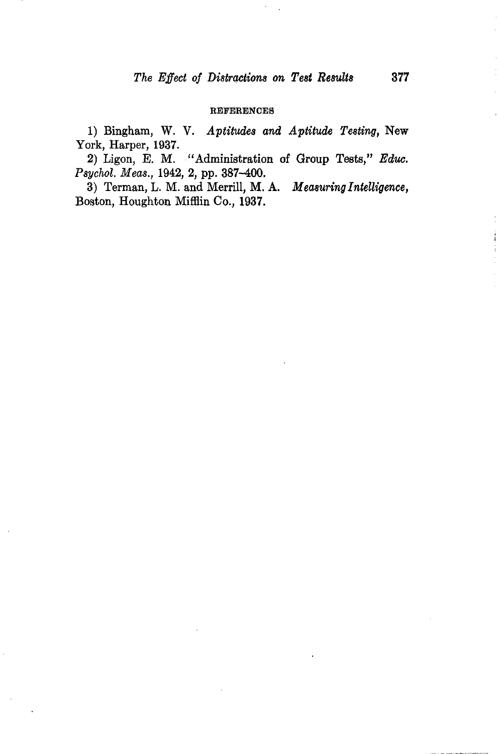## REFERENCES

1) Bingham, W. V. *Aptitudes and Aptitude Testing*, New York, Harper, 1937.

2) Ligon, E. M. "Administration of Group Tests," *Educ. Psychol. Meas.*, 1942, 2, pp. 387–400.

3) Terman, L. M. and Merrill, M. A. *Measuring Intelligence*, Boston, Houghton Mifflin Co., 1937.